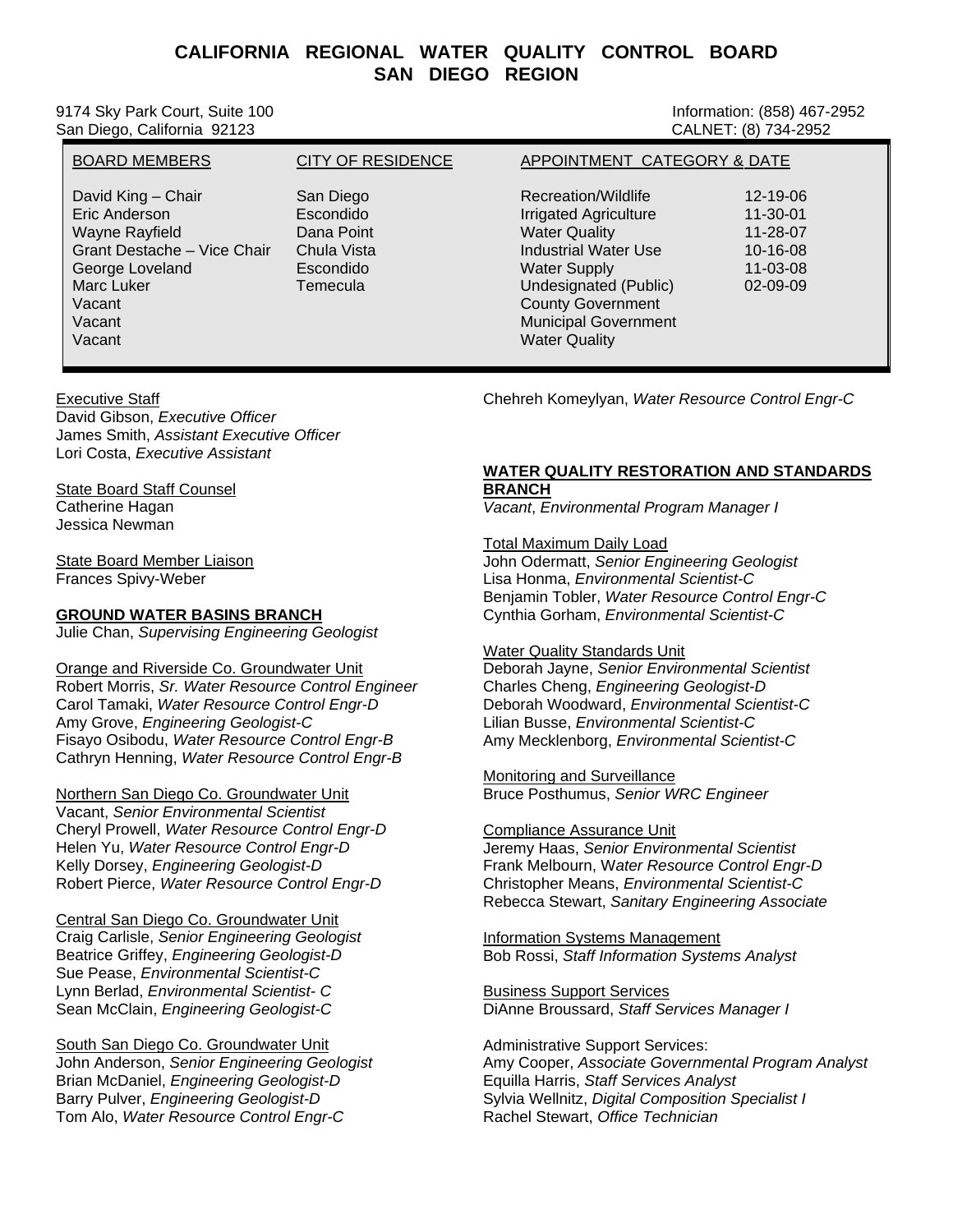# CALIFORNIA REGIONAL WATER QUALITY CONTROL BOARD
## SAN DIEGO REGION

9174 Sky Park Court, Suite 100
San Diego, California 92123

Information: (858) 467-2952
CALNET: (8) 734-2952

| BOARD MEMBERS | CITY OF RESIDENCE | APPOINTMENT CATEGORY & DATE | |
|---|---|---|---|
| David King – Chair | San Diego | Recreation/Wildlife | 12-19-06 |
| Eric Anderson | Escondido | Irrigated Agriculture | 11-30-01 |
| Wayne Rayfield | Dana Point | Water Quality | 11-28-07 |
| Grant Destache – Vice Chair | Chula Vista | Industrial Water Use | 10-16-08 |
| George Loveland | Escondido | Water Supply | 11-03-08 |
| Marc Luker | Temecula | Undesignated (Public) | 02-09-09 |
| Vacant | | County Government | |
| Vacant | | Municipal Government | |
| Vacant | | Water Quality | |

Executive Staff
David Gibson, *Executive Officer*
James Smith, *Assistant Executive Officer*
Lori Costa, *Executive Assistant*

State Board Staff Counsel
Catherine Hagan
Jessica Newman

State Board Member Liaison
Frances Spivy-Weber

**GROUND WATER BASINS BRANCH**
Julie Chan, *Supervising Engineering Geologist*

Orange and Riverside Co. Groundwater Unit
Robert Morris, *Sr. Water Resource Control Engineer*
Carol Tamaki, *Water Resource Control Engr-D*
Amy Grove, *Engineering Geologist-C*
Fisayo Osibodu, *Water Resource Control Engr-B*
Cathryn Henning, *Water Resource Control Engr-B*

Northern San Diego Co. Groundwater Unit
Vacant, *Senior Environmental Scientist*
Cheryl Prowell, *Water Resource Control Engr-D*
Helen Yu, *Water Resource Control Engr-D*
Kelly Dorsey, *Engineering Geologist-D*
Robert Pierce, *Water Resource Control Engr-D*

Central San Diego Co. Groundwater Unit
Craig Carlisle, *Senior Engineering Geologist*
Beatrice Griffey, *Engineering Geologist-D*
Sue Pease, *Environmental Scientist-C*
Lynn Berlad, *Environmental Scientist- C*
Sean McClain, *Engineering Geologist-C*

South San Diego Co. Groundwater Unit
John Anderson, *Senior Engineering Geologist*
Brian McDaniel, *Engineering Geologist-D*
Barry Pulver, *Engineering Geologist-D*
Tom Alo, *Water Resource Control Engr-C*

Chehreh Komeylyan, *Water Resource Control Engr-C*

**WATER QUALITY RESTORATION AND STANDARDS BRANCH**
*Vacant*, *Environmental Program Manager I*

Total Maximum Daily Load
John Odermatt, *Senior Engineering Geologist*
Lisa Honma, *Environmental Scientist-C*
Benjamin Tobler, *Water Resource Control Engr-C*
Cynthia Gorham, *Environmental Scientist-C*

Water Quality Standards Unit
Deborah Jayne, *Senior Environmental Scientist*
Charles Cheng, *Engineering Geologist-D*
Deborah Woodward, *Environmental Scientist-C*
Lilian Busse, *Environmental Scientist-C*
Amy Mecklenborg, *Environmental Scientist-C*

Monitoring and Surveillance
Bruce Posthumus, *Senior WRC Engineer*

Compliance Assurance Unit
Jeremy Haas, *Senior Environmental Scientist*
Frank Melbourn, W*ater Resource Control Engr-D*
Christopher Means, *Environmental Scientist-C*
Rebecca Stewart, *Sanitary Engineering Associate*

Information Systems Management
Bob Rossi, *Staff Information Systems Analyst*

Business Support Services
DiAnne Broussard, *Staff Services Manager I*

Administrative Support Services:
Amy Cooper, *Associate Governmental Program Analyst*
Equilla Harris, *Staff Services Analyst*
Sylvia Wellnitz, *Digital Composition Specialist I*
Rachel Stewart, *Office Technician*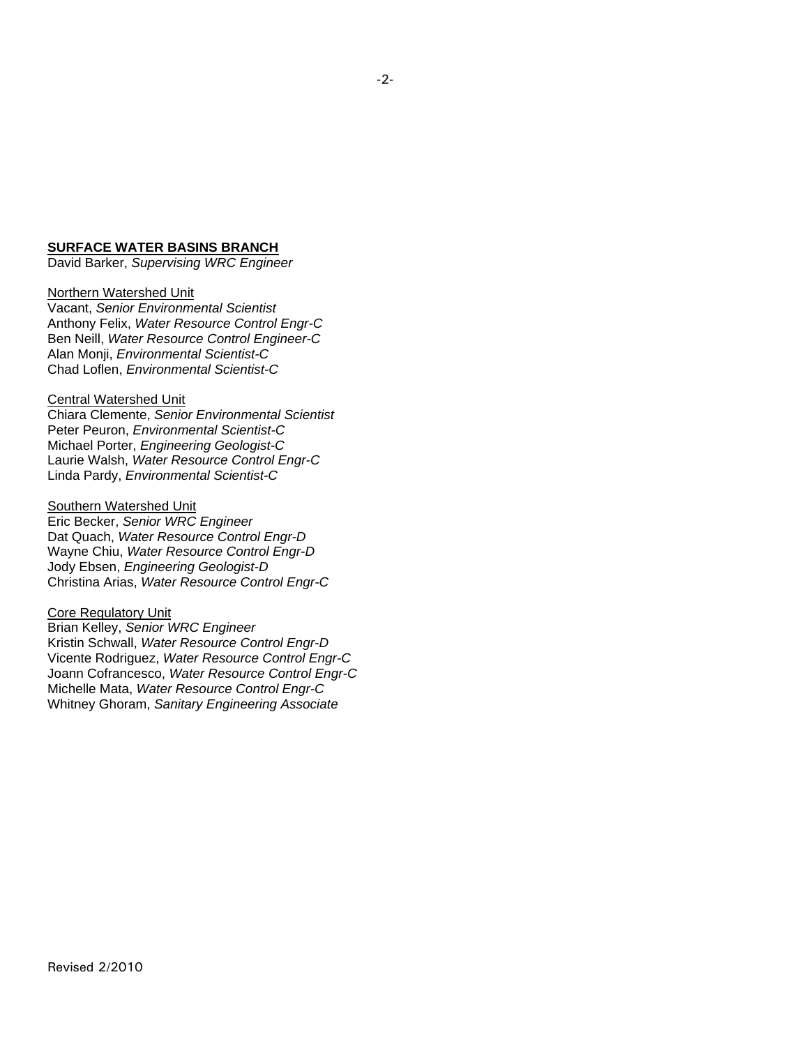**SURFACE WATER BASINS BRANCH**
David Barker, *Supervising WRC Engineer*

Northern Watershed Unit
Vacant, *Senior Environmental Scientist*
Anthony Felix, *Water Resource Control Engr-C*
Ben Neill, *Water Resource Control Engineer-C*
Alan Monji, *Environmental Scientist-C*
Chad Loflen, *Environmental Scientist-C*

Central Watershed Unit
Chiara Clemente, *Senior Environmental Scientist*
Peter Peuron, *Environmental Scientist-C*
Michael Porter, *Engineering Geologist-C*
Laurie Walsh, *Water Resource Control Engr-C*
Linda Pardy, *Environmental Scientist-C*

Southern Watershed Unit
Eric Becker, *Senior WRC Engineer*
Dat Quach, *Water Resource Control Engr-D*
Wayne Chiu, *Water Resource Control Engr-D*
Jody Ebsen, *Engineering Geologist-D*
Christina Arias, *Water Resource Control Engr-C*

Core Regulatory Unit
Brian Kelley, *Senior WRC Engineer*
Kristin Schwall, *Water Resource Control Engr-D*
Vicente Rodriguez, *Water Resource Control Engr-C*
Joann Cofrancesco, *Water Resource Control Engr-C*
Michelle Mata, *Water Resource Control Engr-C*
Whitney Ghoram, *Sanitary Engineering Associate*

Revised 2/2010